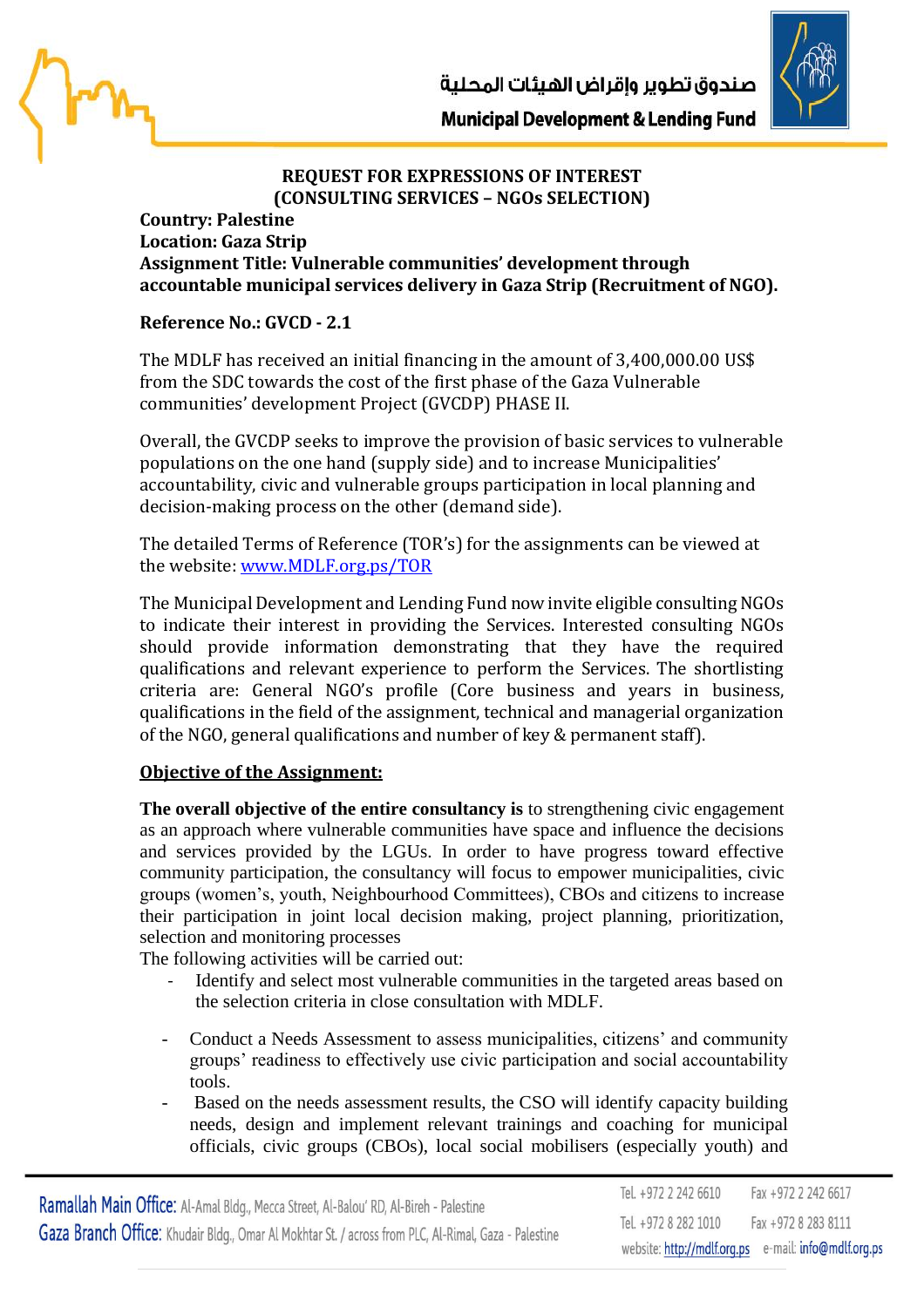**REQUEST FOR EXPRESSIONS OF INTEREST**
**(CONSULTING SERVICES – NGOs SELECTION)**

**Country: Palestine**
**Location: Gaza Strip**
**Assignment Title: Vulnerable communities' development through accountable municipal services delivery in Gaza Strip (Recruitment of NGO).**

**Reference No.: GVCD - 2.1**

The MDLF has received an initial financing in the amount of 3,400,000.00 US$ from the SDC towards the cost of the first phase of the Gaza Vulnerable communities' development Project (GVCDP) PHASE II.

Overall, the GVCDP seeks to improve the provision of basic services to vulnerable populations on the one hand (supply side) and to increase Municipalities' accountability, civic and vulnerable groups participation in local planning and decision-making process on the other (demand side).

The detailed Terms of Reference (TOR's) for the assignments can be viewed at the website: [www.MDLF.org.ps/TOR](www.MDLF.org.ps/TOR)

The Municipal Development and Lending Fund now invite eligible consulting NGOs to indicate their interest in providing the Services. Interested consulting NGOs should provide information demonstrating that they have the required qualifications and relevant experience to perform the Services. The shortlisting criteria are: General NGO's profile (Core business and years in business, qualifications in the field of the assignment, technical and managerial organization of the NGO, general qualifications and number of key & permanent staff).

**Objective of the Assignment:**

**The overall objective of the entire consultancy is** to strengthening civic engagement as an approach where vulnerable communities have space and influence the decisions and services provided by the LGUs. In order to have progress toward effective community participation, the consultancy will focus to empower municipalities, civic groups (women's, youth, Neighbourhood Committees), CBOs and citizens to increase their participation in joint local decision making, project planning, prioritization, selection and monitoring processes

The following activities will be carried out:

- Identify and select most vulnerable communities in the targeted areas based on the selection criteria in close consultation with MDLF.
- Conduct a Needs Assessment to assess municipalities, citizens' and community groups' readiness to effectively use civic participation and social accountability tools.
- Based on the needs assessment results, the CSO will identify capacity building needs, design and implement relevant trainings and coaching for municipal officials, civic groups (CBOs), local social mobilisers (especially youth) and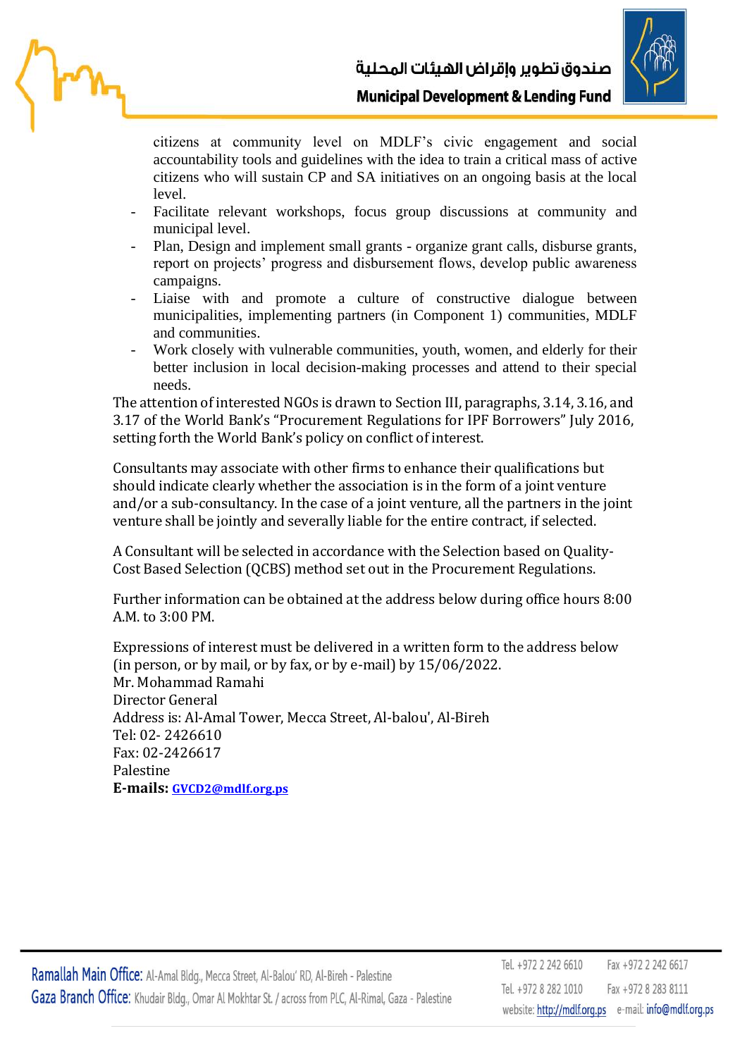citizens at community level on MDLF's civic engagement and social accountability tools and guidelines with the idea to train a critical mass of active citizens who will sustain CP and SA initiatives on an ongoing basis at the local level.

- Facilitate relevant workshops, focus group discussions at community and municipal level.
- Plan, Design and implement small grants - organize grant calls, disburse grants, report on projects' progress and disbursement flows, develop public awareness campaigns.
- Liaise with and promote a culture of constructive dialogue between municipalities, implementing partners (in Component 1) communities, MDLF and communities.
- Work closely with vulnerable communities, youth, women, and elderly for their better inclusion in local decision-making processes and attend to their special needs.

The attention of interested NGOs is drawn to Section III, paragraphs, 3.14, 3.16, and 3.17 of the World Bank's "Procurement Regulations for IPF Borrowers" July 2016, setting forth the World Bank's policy on conflict of interest.

Consultants may associate with other firms to enhance their qualifications but should indicate clearly whether the association is in the form of a joint venture and/or a sub-consultancy. In the case of a joint venture, all the partners in the joint venture shall be jointly and severally liable for the entire contract, if selected.

A Consultant will be selected in accordance with the Selection based on Quality-Cost Based Selection (QCBS) method set out in the Procurement Regulations.

Further information can be obtained at the address below during office hours 8:00 A.M. to 3:00 PM.

Expressions of interest must be delivered in a written form to the address below (in person, or by mail, or by fax, or by e-mail) by 15/06/2022.
Mr. Mohammad Ramahi
Director General
Address is: Al-Amal Tower, Mecca Street, Al-balou', Al-Bireh
Tel: 02- 2426610
Fax: 02-2426617
Palestine
**E-mails:** GVCD2@mdlf.org.ps